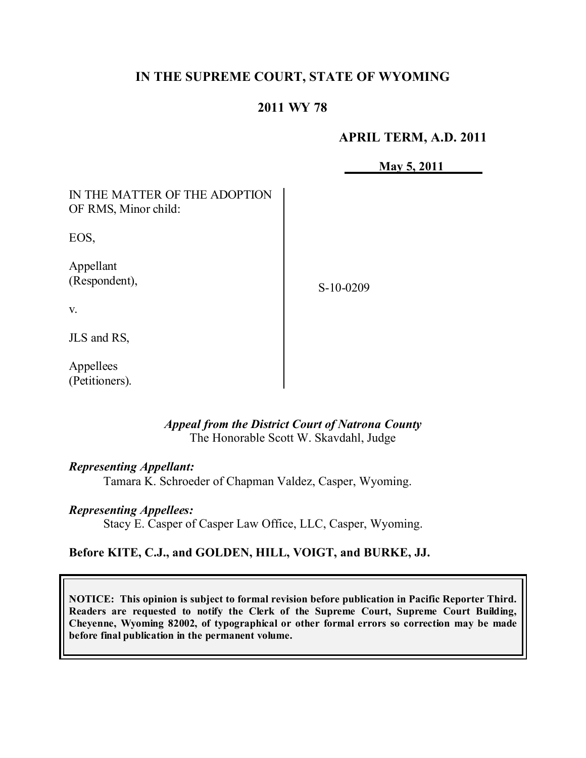# IN THE SUPREME COURT, STATE OF WYOMING

## 2011 WY 78

**APRIL TERM, A.D. 2011**

**May 5, 2011**

| | |
|---|---|
| IN THE MATTER OF THE ADOPTION OF RMS, Minor child:<br><br>EOS,<br><br>Appellant (Respondent),<br><br>v.<br><br>JLS and RS,<br><br>Appellees (Petitioners). | S-10-0209 |

*Appeal from the District Court of Natrona County*
The Honorable Scott W. Skavdahl, Judge

***Representing Appellant:***
Tamara K. Schroeder of Chapman Valdez, Casper, Wyoming.

***Representing Appellees:***
Stacy E. Casper of Casper Law Office, LLC, Casper, Wyoming.

**Before KITE, C.J., and GOLDEN, HILL, VOIGT, and BURKE, JJ.**

**NOTICE: This opinion is subject to formal revision before publication in Pacific Reporter Third. Readers are requested to notify the Clerk of the Supreme Court, Supreme Court Building, Cheyenne, Wyoming 82002, of typographical or other formal errors so correction may be made before final publication in the permanent volume.**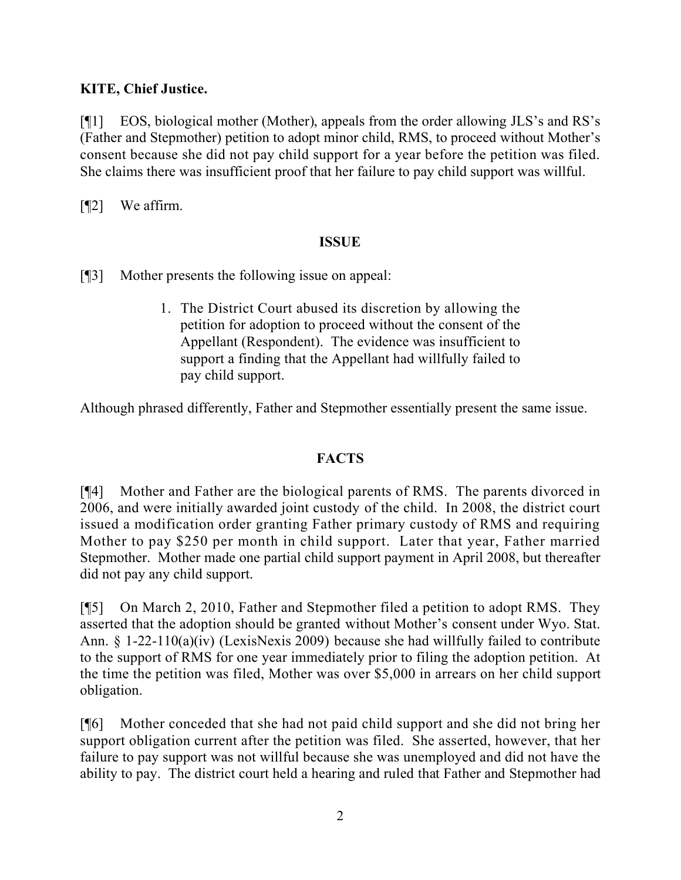**KITE, Chief Justice.**

[¶1] EOS, biological mother (Mother), appeals from the order allowing JLS's and RS's (Father and Stepmother) petition to adopt minor child, RMS, to proceed without Mother's consent because she did not pay child support for a year before the petition was filed. She claims there was insufficient proof that her failure to pay child support was willful.

[¶2] We affirm.

## ISSUE

[¶3] Mother presents the following issue on appeal:

> 1. The District Court abused its discretion by allowing the petition for adoption to proceed without the consent of the Appellant (Respondent). The evidence was insufficient to support a finding that the Appellant had willfully failed to pay child support.

Although phrased differently, Father and Stepmother essentially present the same issue.

## FACTS

[¶4] Mother and Father are the biological parents of RMS. The parents divorced in 2006, and were initially awarded joint custody of the child. In 2008, the district court issued a modification order granting Father primary custody of RMS and requiring Mother to pay $250 per month in child support. Later that year, Father married Stepmother. Mother made one partial child support payment in April 2008, but thereafter did not pay any child support.

[¶5] On March 2, 2010, Father and Stepmother filed a petition to adopt RMS. They asserted that the adoption should be granted without Mother's consent under Wyo. Stat. Ann. § 1-22-110(a)(iv) (LexisNexis 2009) because she had willfully failed to contribute to the support of RMS for one year immediately prior to filing the adoption petition. At the time the petition was filed, Mother was over $5,000 in arrears on her child support obligation.

[¶6] Mother conceded that she had not paid child support and she did not bring her support obligation current after the petition was filed. She asserted, however, that her failure to pay support was not willful because she was unemployed and did not have the ability to pay. The district court held a hearing and ruled that Father and Stepmother had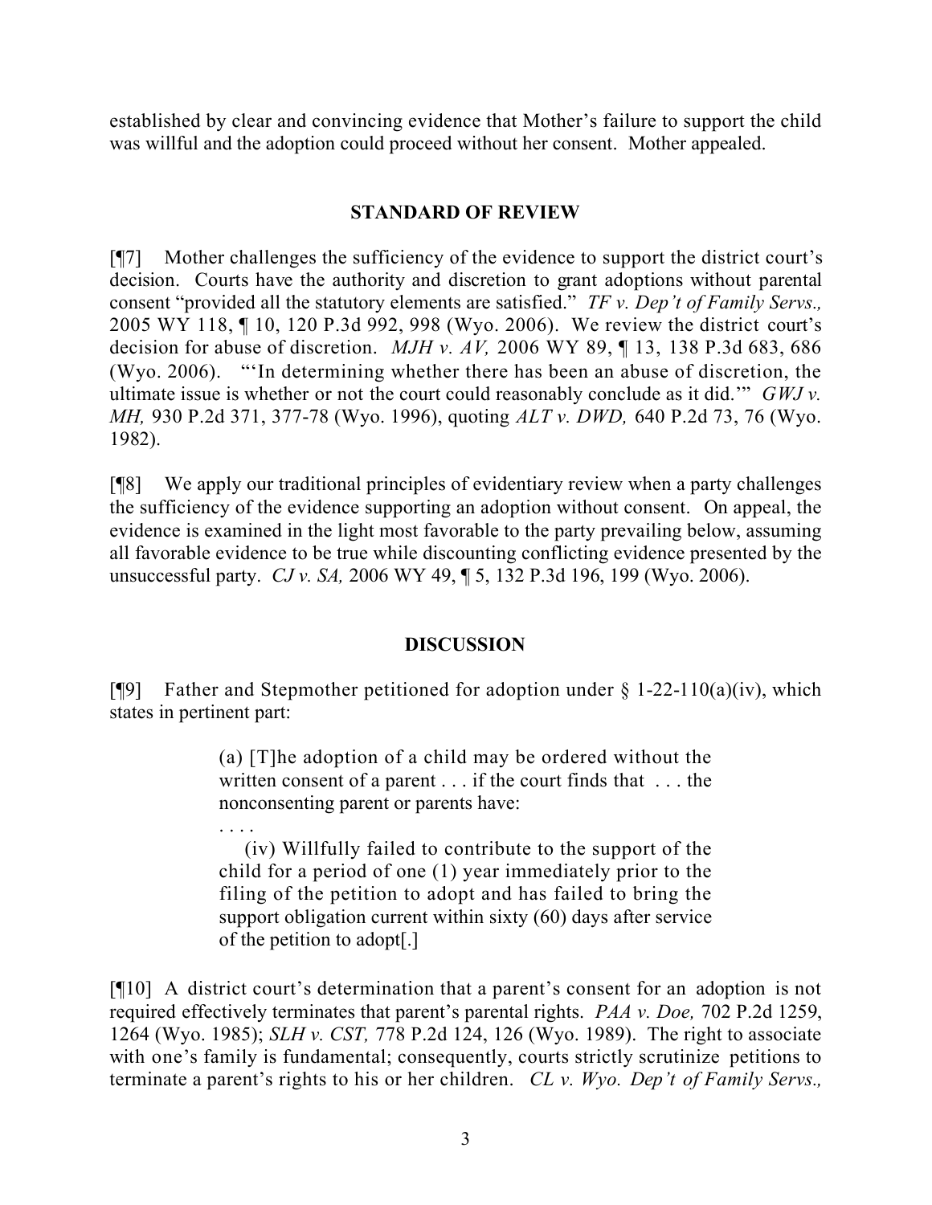established by clear and convincing evidence that Mother's failure to support the child was willful and the adoption could proceed without her consent. Mother appealed.

## STANDARD OF REVIEW

[¶7] Mother challenges the sufficiency of the evidence to support the district court's decision. Courts have the authority and discretion to grant adoptions without parental consent "provided all the statutory elements are satisfied." *TF v. Dep't of Family Servs.,* 2005 WY 118, ¶ 10, 120 P.3d 992, 998 (Wyo. 2006). We review the district court's decision for abuse of discretion. *MJH v. AV,* 2006 WY 89, ¶ 13, 138 P.3d 683, 686 (Wyo. 2006). "'In determining whether there has been an abuse of discretion, the ultimate issue is whether or not the court could reasonably conclude as it did.'" *GWJ v. MH,* 930 P.2d 371, 377-78 (Wyo. 1996), quoting *ALT v. DWD,* 640 P.2d 73, 76 (Wyo. 1982).

[¶8] We apply our traditional principles of evidentiary review when a party challenges the sufficiency of the evidence supporting an adoption without consent. On appeal, the evidence is examined in the light most favorable to the party prevailing below, assuming all favorable evidence to be true while discounting conflicting evidence presented by the unsuccessful party. *CJ v. SA,* 2006 WY 49, ¶ 5, 132 P.3d 196, 199 (Wyo. 2006).

## DISCUSSION

[¶9] Father and Stepmother petitioned for adoption under § 1-22-110(a)(iv), which states in pertinent part:

> (a) [T]he adoption of a child may be ordered without the written consent of a parent . . . if the court finds that . . . the nonconsenting parent or parents have:
>
> . . . .
>
> (iv) Willfully failed to contribute to the support of the child for a period of one (1) year immediately prior to the filing of the petition to adopt and has failed to bring the support obligation current within sixty (60) days after service of the petition to adopt[.]

[¶10] A district court's determination that a parent's consent for an adoption is not required effectively terminates that parent's parental rights. *PAA v. Doe,* 702 P.2d 1259, 1264 (Wyo. 1985); *SLH v. CST,* 778 P.2d 124, 126 (Wyo. 1989). The right to associate with one's family is fundamental; consequently, courts strictly scrutinize petitions to terminate a parent's rights to his or her children. *CL v. Wyo. Dep't of Family Servs.,*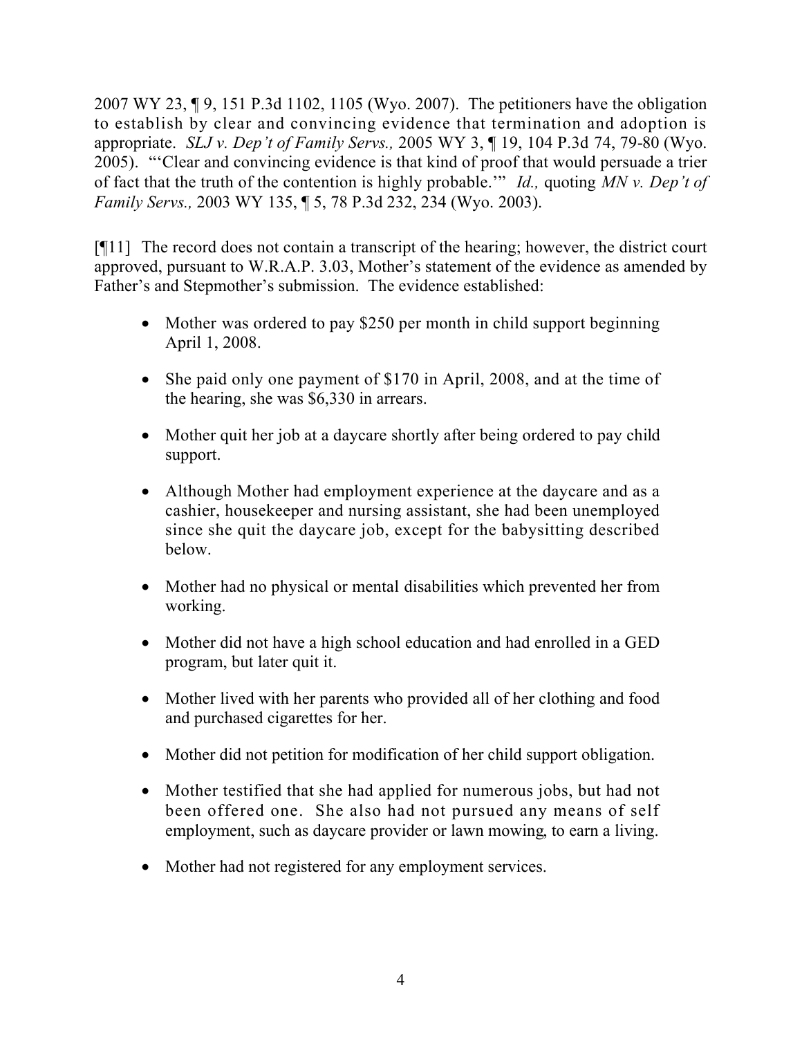2007 WY 23, ¶ 9, 151 P.3d 1102, 1105 (Wyo. 2007). The petitioners have the obligation to establish by clear and convincing evidence that termination and adoption is appropriate. *SLJ v. Dep't of Family Servs.,* 2005 WY 3, ¶ 19, 104 P.3d 74, 79-80 (Wyo. 2005). "'Clear and convincing evidence is that kind of proof that would persuade a trier of fact that the truth of the contention is highly probable.'" *Id.,* quoting *MN v. Dep't of Family Servs.,* 2003 WY 135, ¶ 5, 78 P.3d 232, 234 (Wyo. 2003).

[¶11] The record does not contain a transcript of the hearing; however, the district court approved, pursuant to W.R.A.P. 3.03, Mother's statement of the evidence as amended by Father's and Stepmother's submission. The evidence established:

- Mother was ordered to pay $250 per month in child support beginning April 1, 2008.
- She paid only one payment of $170 in April, 2008, and at the time of the hearing, she was $6,330 in arrears.
- Mother quit her job at a daycare shortly after being ordered to pay child support.
- Although Mother had employment experience at the daycare and as a cashier, housekeeper and nursing assistant, she had been unemployed since she quit the daycare job, except for the babysitting described below.
- Mother had no physical or mental disabilities which prevented her from working.
- Mother did not have a high school education and had enrolled in a GED program, but later quit it.
- Mother lived with her parents who provided all of her clothing and food and purchased cigarettes for her.
- Mother did not petition for modification of her child support obligation.
- Mother testified that she had applied for numerous jobs, but had not been offered one. She also had not pursued any means of self employment, such as daycare provider or lawn mowing, to earn a living.
- Mother had not registered for any employment services.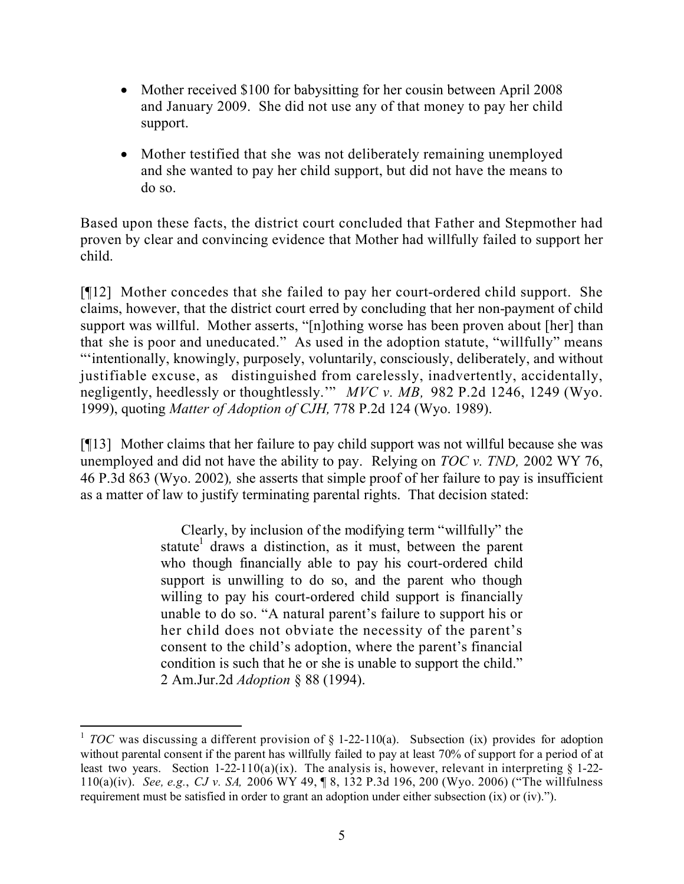- Mother received $100 for babysitting for her cousin between April 2008 and January 2009. She did not use any of that money to pay her child support.

- Mother testified that she was not deliberately remaining unemployed and she wanted to pay her child support, but did not have the means to do so.

Based upon these facts, the district court concluded that Father and Stepmother had proven by clear and convincing evidence that Mother had willfully failed to support her child.

[¶12] Mother concedes that she failed to pay her court-ordered child support. She claims, however, that the district court erred by concluding that her non-payment of child support was willful. Mother asserts, "[n]othing worse has been proven about [her] than that she is poor and uneducated." As used in the adoption statute, "willfully" means "'intentionally, knowingly, purposely, voluntarily, consciously, deliberately, and without justifiable excuse, as distinguished from carelessly, inadvertently, accidentally, negligently, heedlessly or thoughtlessly.'" *MVC v. MB,* 982 P.2d 1246, 1249 (Wyo. 1999), quoting *Matter of Adoption of CJH,* 778 P.2d 124 (Wyo. 1989).

[¶13] Mother claims that her failure to pay child support was not willful because she was unemployed and did not have the ability to pay. Relying on *TOC v. TND,* 2002 WY 76, 46 P.3d 863 (Wyo. 2002), she asserts that simple proof of her failure to pay is insufficient as a matter of law to justify terminating parental rights. That decision stated:

> Clearly, by inclusion of the modifying term "willfully" the statute[1] draws a distinction, as it must, between the parent who though financially able to pay his court-ordered child support is unwilling to do so, and the parent who though willing to pay his court-ordered child support is financially unable to do so. "A natural parent's failure to support his or her child does not obviate the necessity of the parent's consent to the child's adoption, where the parent's financial condition is such that he or she is unable to support the child." 2 Am.Jur.2d *Adoption* § 88 (1994).

---

[1] *TOC* was discussing a different provision of § 1-22-110(a). Subsection (ix) provides for adoption without parental consent if the parent has willfully failed to pay at least 70% of support for a period of at least two years. Section 1-22-110(a)(ix). The analysis is, however, relevant in interpreting § 1-22-110(a)(iv). *See, e.g.*, *CJ v. SA,* 2006 WY 49, ¶ 8, 132 P.3d 196, 200 (Wyo. 2006) ("The willfulness requirement must be satisfied in order to grant an adoption under either subsection (ix) or (iv).").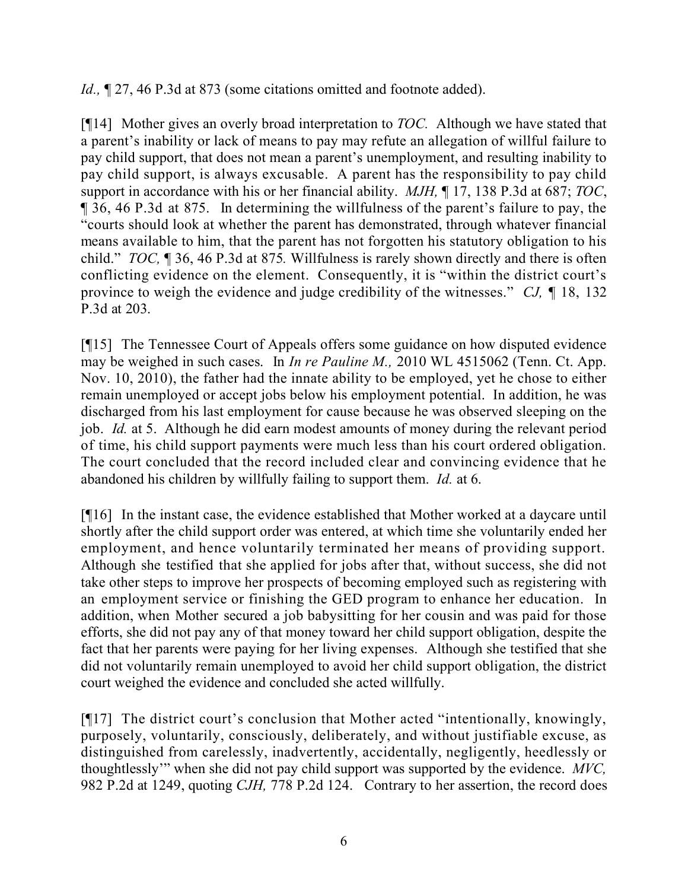*Id.,* ¶ 27, 46 P.3d at 873 (some citations omitted and footnote added).

[¶14] Mother gives an overly broad interpretation to *TOC*. Although we have stated that a parent's inability or lack of means to pay may refute an allegation of willful failure to pay child support, that does not mean a parent's unemployment, and resulting inability to pay child support, is always excusable. A parent has the responsibility to pay child support in accordance with his or her financial ability. *MJH,* ¶ 17, 138 P.3d at 687; *TOC*, ¶ 36, 46 P.3d at 875. In determining the willfulness of the parent's failure to pay, the "courts should look at whether the parent has demonstrated, through whatever financial means available to him, that the parent has not forgotten his statutory obligation to his child." *TOC,* ¶ 36, 46 P.3d at 875*.* Willfulness is rarely shown directly and there is often conflicting evidence on the element. Consequently, it is "within the district court's province to weigh the evidence and judge credibility of the witnesses." *CJ,* ¶ 18, 132 P.3d at 203.

[¶15] The Tennessee Court of Appeals offers some guidance on how disputed evidence may be weighed in such cases. In *In re Pauline M.,* 2010 WL 4515062 (Tenn. Ct. App. Nov. 10, 2010), the father had the innate ability to be employed, yet he chose to either remain unemployed or accept jobs below his employment potential. In addition, he was discharged from his last employment for cause because he was observed sleeping on the job. *Id.* at 5. Although he did earn modest amounts of money during the relevant period of time, his child support payments were much less than his court ordered obligation. The court concluded that the record included clear and convincing evidence that he abandoned his children by willfully failing to support them. *Id.* at 6.

[¶16] In the instant case, the evidence established that Mother worked at a daycare until shortly after the child support order was entered, at which time she voluntarily ended her employment, and hence voluntarily terminated her means of providing support. Although she testified that she applied for jobs after that, without success, she did not take other steps to improve her prospects of becoming employed such as registering with an employment service or finishing the GED program to enhance her education. In addition, when Mother secured a job babysitting for her cousin and was paid for those efforts, she did not pay any of that money toward her child support obligation, despite the fact that her parents were paying for her living expenses. Although she testified that she did not voluntarily remain unemployed to avoid her child support obligation, the district court weighed the evidence and concluded she acted willfully.

[¶17] The district court's conclusion that Mother acted "intentionally, knowingly, purposely, voluntarily, consciously, deliberately, and without justifiable excuse, as distinguished from carelessly, inadvertently, accidentally, negligently, heedlessly or thoughtlessly'" when she did not pay child support was supported by the evidence. *MVC,* 982 P.2d at 1249, quoting *CJH,* 778 P.2d 124. Contrary to her assertion, the record does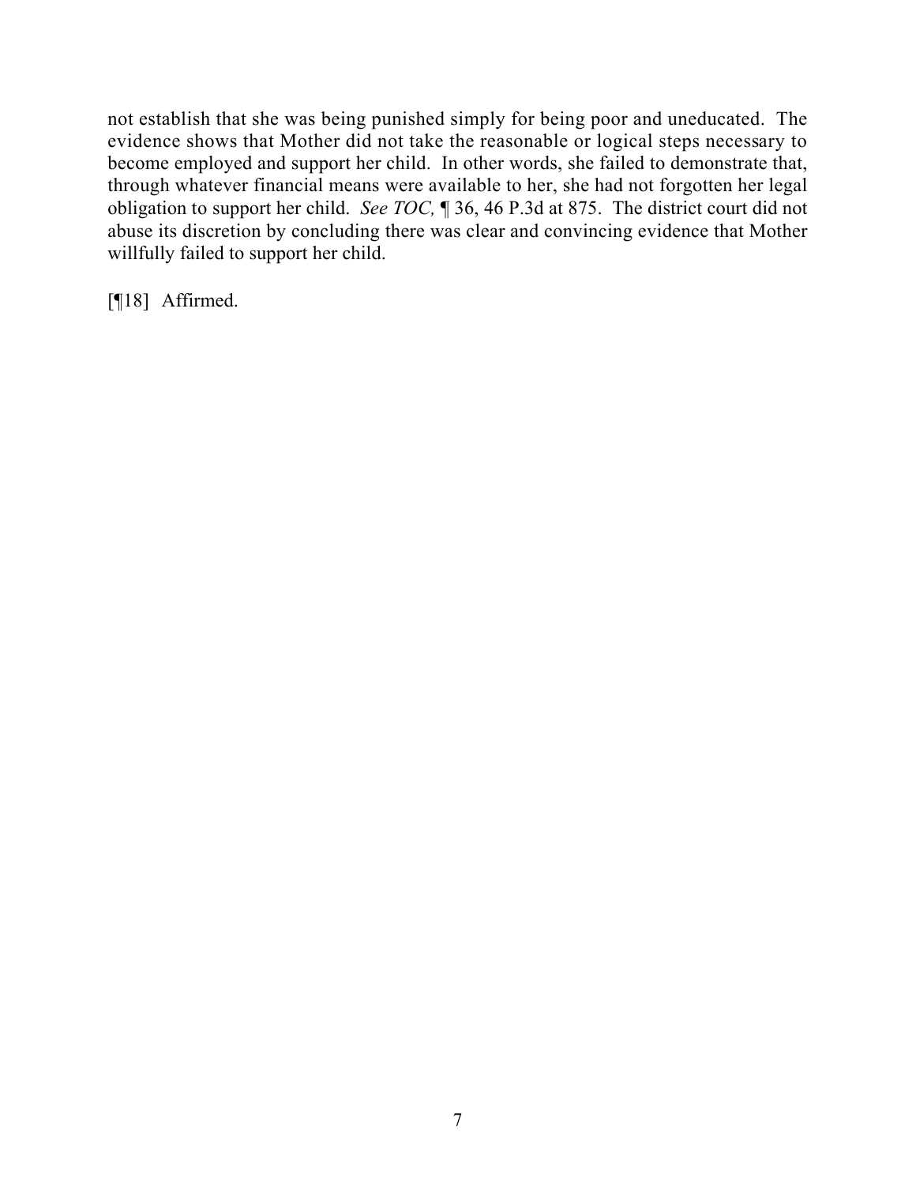not establish that she was being punished simply for being poor and uneducated. The evidence shows that Mother did not take the reasonable or logical steps necessary to become employed and support her child. In other words, she failed to demonstrate that, through whatever financial means were available to her, she had not forgotten her legal obligation to support her child. *See TOC,* ¶ 36, 46 P.3d at 875. The district court did not abuse its discretion by concluding there was clear and convincing evidence that Mother willfully failed to support her child.

[¶18] Affirmed.